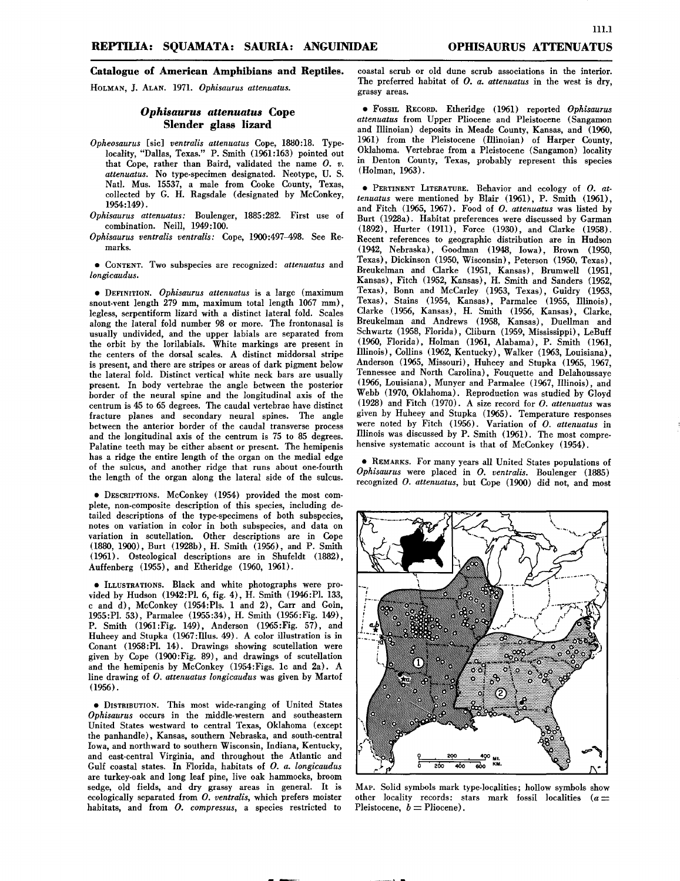**REPTILIA: SQUAMATA: SAURIA: ANGUINIDAE** **OPHISAURUS ATTENUATUS**

**Catalogue of American Amphibians and Reptiles.**

HOLMAN, J. ALAN. 1971. *Ophisaurus attenuatus.*

## *Ophisaurus attenuatus* Cope
## Slender glass lizard

*Opheosaurus* [sic] *ventralis attenuatus* Cope, 1880:18. Type-locality, "Dallas, Texas." P. Smith (1961:163) pointed out that Cope, rather than Baird, validated the name *O. v. attenuatus*. No type-specimen designated. Neotype, U. S. Natl. Mus. 15537, a male from Cooke County, Texas, collected by G. H. Ragsdale (designated by McConkey, 1954:149).

*Ophisaurus attenuatus*: Boulenger, 1885:282. First use of combination. Neill, 1949:100.

*Ophisaurus ventralis ventralis*: Cope, 1900:497–498. See Remarks.

• CONTENT. Two subspecies are recognized: *attenuatus* and *longicaudus*.

• DEFINITION. *Ophisaurus attenuatus* is a large (maximum snout-vent length 279 mm, maximum total length 1067 mm), legless, serpentiform lizard with a distinct lateral fold. Scales along the lateral fold number 98 or more. The frontonasal is usually undivided, and the upper labials are separated from the orbit by the lorilabials. White markings are present in the centers of the dorsal scales. A distinct middorsal stripe is present, and there are stripes or areas of dark pigment below the lateral fold. Distinct vertical white neck bars are usually present. In body vertebrae the angle between the posterior border of the neural spine and the longitudinal axis of the centrum is 45 to 65 degrees. The caudal vertebrae have distinct fracture planes and secondary neural spines. The angle between the anterior border of the caudal transverse process and the longitudinal axis of the centrum is 75 to 85 degrees. Palatine teeth may be either absent or present. The hemipenis has a ridge the entire length of the organ on the medial edge of the sulcus, and another ridge that runs about one-fourth the length of the organ along the lateral side of the sulcus.

• DESCRIPTIONS. McConkey (1954) provided the most complete, non-composite description of this species, including detailed descriptions of the type-specimens of both subspecies, notes on variation in color in both subspecies, and data on variation in scutellation. Other descriptions are in Cope (1880, 1900), Burt (1928b), H. Smith (1956), and P. Smith (1961). Osteological descriptions are in Shufeldt (1882), Auffenberg (1955), and Etheridge (1960, 1961).

• ILLUSTRATIONS. Black and white photographs were provided by Hudson (1942:Pl. 6, fig. 4), H. Smith (1946:Pl. 133, c and d), McConkey (1954:Pls. 1 and 2), Carr and Goin, 1955:Pl. 53), Parmalee (1955:34), H. Smith (1956:Fig. 149), P. Smith (1961:Fig. 149), Anderson (1965:Fig. 57), and Huheey and Stupka (1967:Illus. 49). A color illustration is in Conant (1958:Pl. 14). Drawings showing scutellation were given by Cope (1900:Fig. 89), and drawings of scutellation and the hemipenis by McConkey (1954:Figs. 1c and 2a). A line drawing of *O. attenuatus longicaudus* was given by Martof (1956).

• DISTRIBUTION. This most wide-ranging of United States *Ophisaurus* occurs in the middle-western and southeastern United States westward to central Texas, Oklahoma (except the panhandle), Kansas, southern Nebraska, and south-central Iowa, and northward to southern Wisconsin, Indiana, Kentucky, and east-central Virginia, and throughout the Atlantic and Gulf coastal states. In Florida, habitats of *O. a. longicaudus* are turkey-oak and long leaf pine, live oak hammocks, broom sedge, old fields, and dry grassy areas in general. It is ecologically separated from *O. ventralis*, which prefers moister habitats, and from *O. compressus*, a species restricted to coastal scrub or old dune scrub associations in the interior. The preferred habitat of *O. a. attenuatus* in the west is dry, grassy areas.

• FOSSIL RECORD. Etheridge (1961) reported *Ophisaurus attenuatus* from Upper Pliocene and Pleistocene (Sangamon and Illinoian) deposits in Meade County, Kansas, and (1960, 1961) from the Pleistocene (Illinoian) of Harper County, Oklahoma. Vertebrae from a Pleistocene (Sangamon) locality in Denton County, Texas, probably represent this species (Holman, 1963).

• PERTINENT LITERATURE. Behavior and ecology of *O. attenuatus* were mentioned by Blair (1961), P. Smith (1961), and Fitch (1965, 1967). Food of *O. attenuatus* was listed by Burt (1928a). Habitat preferences were discussed by Garman (1892), Hurter (1911), Force (1930), and Clarke (1958). Recent references to geographic distribution are in Hudson (1942, Nebraska), Goodman (1948, Iowa), Brown (1950, Texas), Dickinson (1950, Wisconsin), Peterson (1950, Texas), Breukelman and Clarke (1951, Kansas), Brumwell (1951, Kansas), Fitch (1952, Kansas), H. Smith and Sanders (1952, Texas), Bonn and McCarley (1953, Texas), Guidry (1953, Texas), Stains (1954, Kansas), Parmalee (1955, Illinois), Clarke (1956, Kansas), H. Smith (1956, Kansas), Clarke, Breukelman and Andrews (1958, Kansas), Duellman and Schwartz (1958, Florida), Cliburn (1959, Mississippi), LeBuff (1960, Florida), Holman (1961, Alabama), P. Smith (1961, Illinois), Collins (1962, Kentucky), Walker (1963, Louisiana), Anderson (1965, Missouri), Huheey and Stupka (1965, 1967, Tennessee and North Carolina), Fouquette and Delahoussaye (1966, Louisiana), Munyer and Parmalee (1967, Illinois), and Webb (1970, Oklahoma). Reproduction was studied by Gloyd (1928) and Fitch (1970). A size record for *O. attenuatus* was given by Huheey and Stupka (1965). Temperature responses were noted by Fitch (1956). Variation of *O. attenuatus* in Illinois was discussed by P. Smith (1961). The most comprehensive systematic account is that of McConkey (1954).

• REMARKS. For many years all United States populations of *Ophisaurus* were placed in *O. ventralis*. Boulenger (1885) recognized *O. attenuatus*, but Cope (1900) did not, and most

MAP. Solid symbols mark type-localities; hollow symbols show other locality records: stars mark fossil localities (*a* = Pleistocene, *b* = Pliocene).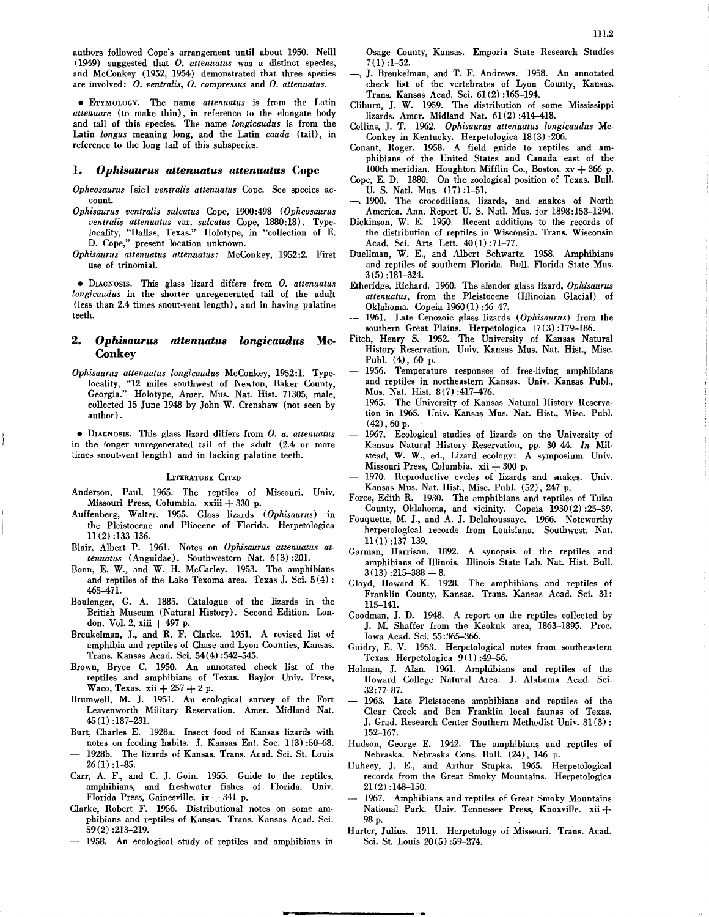authors followed Cope's arrangement until about 1950. Neill (1949) suggested that *O. attenuatus* was a distinct species, and McConkey (1952, 1954) demonstrated that three species are involved: *O. ventralis, O. compressus* and *O. attenuatus*.

• ETYMOLOGY. The name *attenuatus* is from the Latin *attenuare* (to make thin), in reference to the elongate body and tail of this species. The name *longicaudus* is from the Latin *longus* meaning long, and the Latin *cauda* (tail), in reference to the long tail of this subspecies.

## 1. *Ophisaurus attenuatus attenuatus* Cope

*Opheosaurus* [sic] *ventralis attenuatus* Cope. See species account.

*Ophisaurus ventralis sulcatus* Cope, 1900:498 (*Opheosaurus ventralis attenuatus* var. *sulcatus* Cope, 1880:18). Type-locality, "Dallas, Texas." Holotype, in "collection of E. D. Cope," present location unknown.

*Ophisaurus attenuatus attenuatus:* McConkey, 1952:2. First use of trinomial.

• DIAGNOSIS. This glass lizard differs from *O. attenuatus longicaudus* in the shorter unregenerated tail of the adult (less than 2.4 times snout-vent length), and in having palatine teeth.

## 2. *Ophisaurus attenuatus longicaudus* McConkey

*Ophisaurus attenuatus longicaudus* McConkey, 1952:1. Type-locality, "12 miles southwest of Newton, Baker County, Georgia." Holotype, Amer. Mus. Nat. Hist. 71305, male, collected 15 June 1948 by John W. Crenshaw (not seen by author).

• DIAGNOSIS. This glass lizard differs from *O. a. attenuatus* in the longer unregenerated tail of the adult (2.4 or more times snout-vent length) and in lacking palatine teeth.

### LITERATURE CITED

Anderson, Paul. 1965. The reptiles of Missouri. Univ. Missouri Press, Columbia. xxiii + 330 p.

Auffenberg, Walter. 1955. Glass lizards (*Ophisaurus*) in the Pleistocene and Pliocene of Florida. Herpetologica 11(2):133–136.

Blair, Albert P. 1961. Notes on *Ophisaurus attenuatus attenuatus* (Anguidae). Southwestern Nat. 6(3):201.

Bonn, E. W., and W. H. McCarley. 1953. The amphibians and reptiles of the Lake Texoma area. Texas J. Sci. 5(4): 465–471.

Boulenger, G. A. 1885. Catalogue of the lizards in the British Museum (Natural History). Second Edition. London. Vol. 2, xiii + 497 p.

Breukelman, J., and R. F. Clarke. 1951. A revised list of amphibia and reptiles of Chase and Lyon Counties, Kansas. Trans. Kansas Acad. Sci. 54(4):542–545.

Brown, Bryce C. 1950. An annotated check list of the reptiles and amphibians of Texas. Baylor Univ. Press, Waco, Texas. xii + 257 + 2 p.

Brumwell, M. J. 1951. An ecological survey of the Fort Leavenworth Military Reservation. Amer. Midland Nat. 45(1):187–231.

Burt, Charles E. 1928a. Insect food of Kansas lizards with notes on feeding habits. J. Kansas Ent. Soc. 1(3):50–68.

— 1928b. The lizards of Kansas. Trans. Acad. Sci. St. Louis 26(1):1–85.

Carr, A. F., and C. J. Goin. 1955. Guide to the reptiles, amphibians, and freshwater fishes of Florida. Univ. Florida Press, Gainesville. ix + 341 p.

Clarke, Robert F. 1956. Distributional notes on some amphibians and reptiles of Kansas. Trans. Kansas Acad. Sci. 59(2):213–219.

— 1958. An ecological study of reptiles and amphibians in Osage County, Kansas. Emporia State Research Studies 7(1):1–52.

—, J. Breukelman, and T. F. Andrews. 1958. An annotated check list of the vertebrates of Lyon County, Kansas. Trans. Kansas Acad. Sci. 61(2):165–194.

Cliburn, J. W. 1959. The distribution of some Mississippi lizards. Amer. Midland Nat. 61(2):414–418.

Collins, J. T. 1962. *Ophisaurus attenuatus longicaudus* McConkey in Kentucky. Herpetologica 18(3):206.

Conant, Roger. 1958. A field guide to reptiles and amphibians of the United States and Canada east of the 100th meridian. Houghton Mifflin Co., Boston. xv + 366 p.

Cope, E. D. 1880. On the zoological position of Texas. Bull. U. S. Natl. Mus. (17):1–51.

—. 1900. The crocodilians, lizards, and snakes of North America. Ann. Report U. S. Natl. Mus. for 1898:153–1294.

Dickinson, W. E. 1950. Recent additions to the records of the distribution of reptiles in Wisconsin. Trans. Wisconsin Acad. Sci. Arts Lett. 40(1):71–77.

Duellman, W. E., and Albert Schwartz. 1958. Amphibians and reptiles of southern Florida. Bull. Florida State Mus. 3(5):181–324.

Etheridge, Richard. 1960. The slender glass lizard, *Ophisaurus attenuatus*, from the Pleistocene (Illinoian Glacial) of Oklahoma. Copeia 1960(1):46–47.

— 1961. Late Cenozoic glass lizards (*Ophisaurus*) from the southern Great Plains. Herpetologica 17(3):179–186.

Fitch, Henry S. 1952. The University of Kansas Natural History Reservation. Univ. Kansas Mus. Nat. Hist., Misc. Publ. (4), 60 p.

— 1956. Temperature responses of free-living amphibians and reptiles in northeastern Kansas. Univ. Kansas Publ., Mus. Nat. Hist. 8(7):417–476.

— 1965. The University of Kansas Natural History Reservation in 1965. Univ. Kansas Mus. Nat. Hist., Misc. Publ. (42), 60 p.

— 1967. Ecological studies of lizards on the University of Kansas Natural History Reservation, pp. 30–44. *In* Milstead, W. W., ed., Lizard ecology: A symposium. Univ. Missouri Press, Columbia. xii + 300 p.

— 1970. Reproductive cycles of lizards and snakes. Univ. Kansas Mus. Nat. Hist., Misc. Publ. (52), 247 p.

Force, Edith R. 1930. The amphibians and reptiles of Tulsa County, Oklahoma, and vicinity. Copeia 1930(2):25–39.

Fouquette, M. J., and A. J. Delahoussaye. 1966. Noteworthy herpetological records from Louisiana. Southwest. Nat. 11(1):137–139.

Garman, Harrison. 1892. A synopsis of the reptiles and amphibians of Illinois. Illinois State Lab. Nat. Hist. Bull. 3(13):215–388 + 8.

Gloyd, Howard K. 1928. The amphibians and reptiles of Franklin County, Kansas. Trans. Kansas Acad. Sci. 31: 115–141.

Goodman, J. D. 1948. A report on the reptiles collected by J. M. Shaffer from the Keokuk area, 1863–1895. Proc. Iowa Acad. Sci. 55:365–366.

Guidry, E. V. 1953. Herpetological notes from southeastern Texas. Herpetologica 9(1):49–56.

Holman, J. Alan. 1961. Amphibians and reptiles of the Howard College Natural Area. J. Alabama Acad. Sci. 32:77–87.

— 1963. Late Pleistocene amphibians and reptiles of the Clear Creek and Ben Franklin local faunas of Texas. J. Grad. Research Center Southern Methodist Univ. 31(3): 152–167.

Hudson, George E. 1942. The amphibians and reptiles of Nebraska. Nebraska Cons. Bull. (24), 146 p.

Huheey, J. E., and Arthur Stupka. 1965. Herpetological records from the Great Smoky Mountains. Herpetologica 21(2):148–150.

— 1967. Amphibians and reptiles of Great Smoky Mountains National Park. Univ. Tennessee Press, Knoxville. xii + 98 p.

Hurter, Julius. 1911. Herpetology of Missouri. Trans. Acad. Sci. St. Louis 20(5):59–274.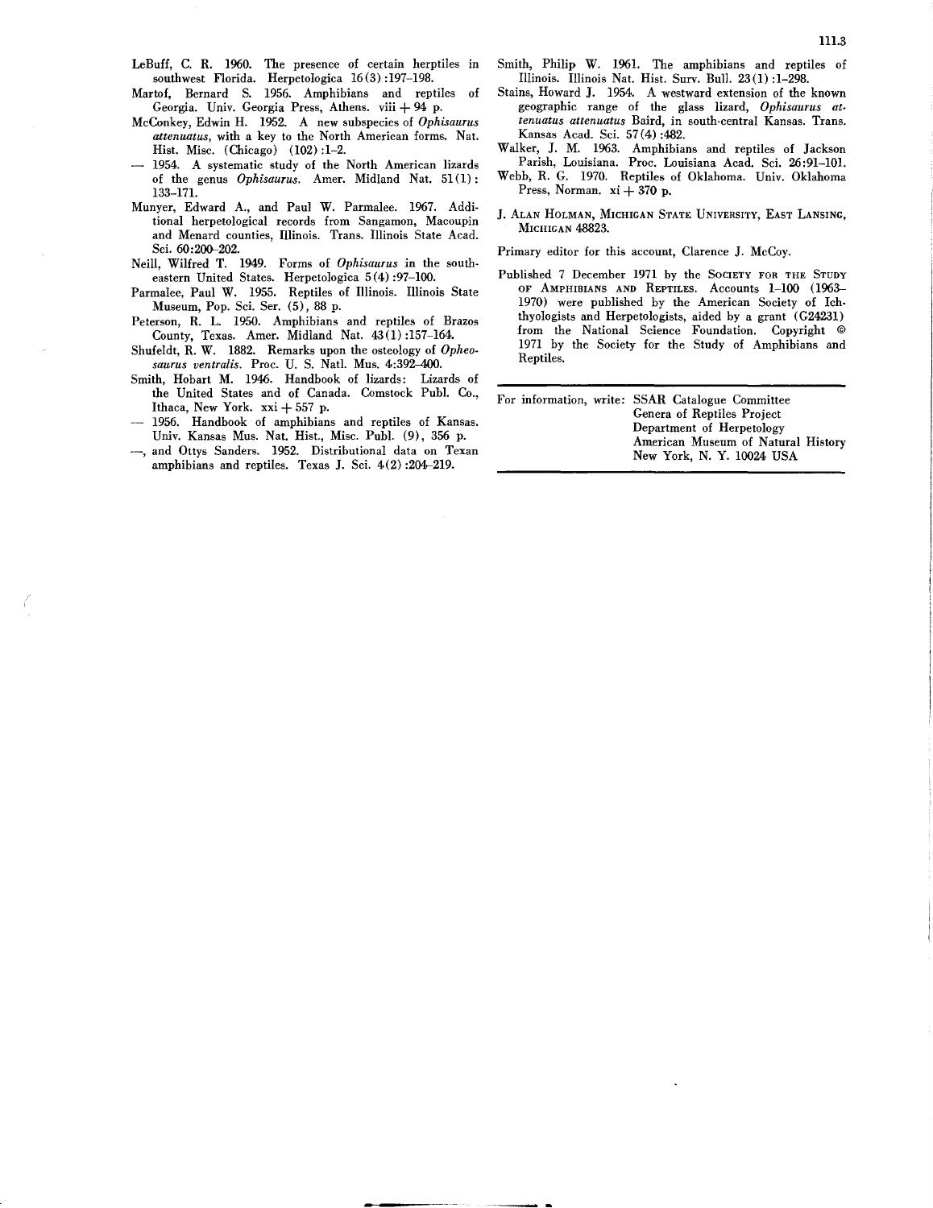LeBuff, C. R. 1960. The presence of certain herptiles in southwest Florida. Herpetologica 16(3):197–198.

Martof, Bernard S. 1956. Amphibians and reptiles of Georgia. Univ. Georgia Press, Athens. viii + 94 p.

McConkey, Edwin H. 1952. A new subspecies of *Ophisaurus attenuatus*, with a key to the North American forms. Nat. Hist. Misc. (Chicago) (102):1–2.

— 1954. A systematic study of the North American lizards of the genus *Ophisaurus*. Amer. Midland Nat. 51(1): 133–171.

Munyer, Edward A., and Paul W. Parmalee. 1967. Additional herpetological records from Sangamon, Macoupin and Menard counties, Illinois. Trans. Illinois State Acad. Sci. 60:200–202.

Neill, Wilfred T. 1949. Forms of *Ophisaurus* in the southeastern United States. Herpetologica 5(4):97–100.

Parmalee, Paul W. 1955. Reptiles of Illinois. Illinois State Museum, Pop. Sci. Ser. (5), 88 p.

Peterson, R. L. 1950. Amphibians and reptiles of Brazos County, Texas. Amer. Midland Nat. 43(1):157–164.

Shufeldt, R. W. 1882. Remarks upon the osteology of *Opheosaurus ventralis*. Proc. U. S. Natl. Mus. 4:392–400.

Smith, Hobart M. 1946. Handbook of lizards: Lizards of the United States and of Canada. Comstock Publ. Co., Ithaca, New York. xxi + 557 p.

— 1956. Handbook of amphibians and reptiles of Kansas. Univ. Kansas Mus. Nat. Hist., Misc. Publ. (9), 356 p.

—, and Ottys Sanders. 1952. Distributional data on Texan amphibians and reptiles. Texas J. Sci. 4(2):204–219.

Smith, Philip W. 1961. The amphibians and reptiles of Illinois. Illinois Nat. Hist. Surv. Bull. 23(1):1–298.

Stains, Howard J. 1954. A westward extension of the known geographic range of the glass lizard, *Ophisaurus attenuatus attenuatus* Baird, in south-central Kansas. Trans. Kansas Acad. Sci. 57(4):482.

Walker, J. M. 1963. Amphibians and reptiles of Jackson Parish, Louisiana. Proc. Louisiana Acad. Sci. 26:91–101.

Webb, R. G. 1970. Reptiles of Oklahoma. Univ. Oklahoma Press, Norman. xi + 370 p.

J. Alan Holman, Michigan State University, East Lansing, Michigan 48823.

Primary editor for this account, Clarence J. McCoy.

Published 7 December 1971 by the Society for the Study of Amphibians and Reptiles. Accounts 1–100 (1963–1970) were published by the American Society of Ichthyologists and Herpetologists, aided by a grant (G24231) from the National Science Foundation. Copyright © 1971 by the Society for the Study of Amphibians and Reptiles.

For information, write: SSAR Catalogue Committee
Genera of Reptiles Project
Department of Herpetology
American Museum of Natural History
New York, N. Y. 10024 USA